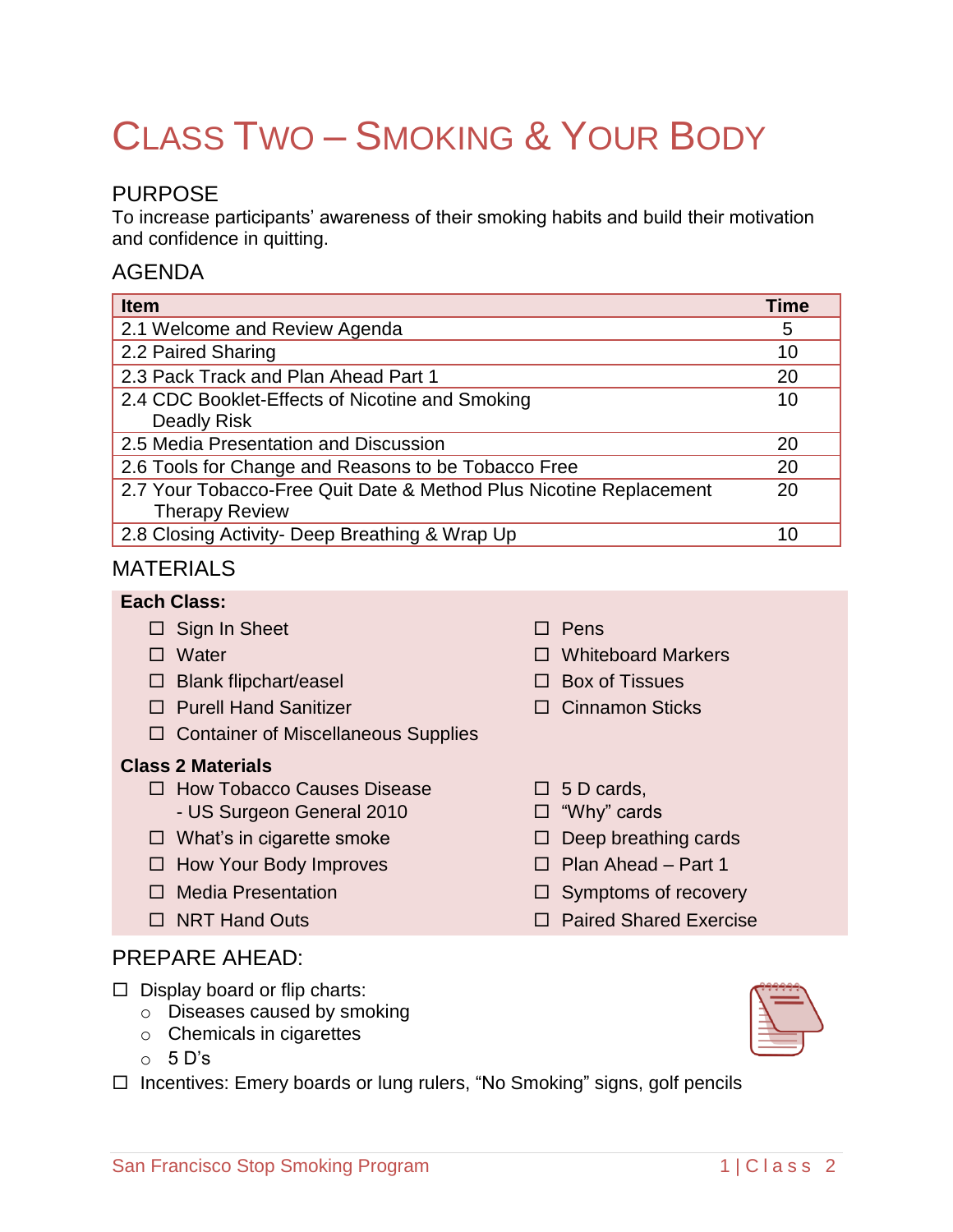# Class Two – Smoking & Your Body

## PURPOSE

To increase participants' awareness of their smoking habits and build their motivation and confidence in quitting.

## AGENDA

| Item | Time |
|---|---|
| 2.1 Welcome and Review Agenda | 5 |
| 2.2 Paired Sharing | 10 |
| 2.3 Pack Track and Plan Ahead Part 1 | 20 |
| 2.4 CDC Booklet-Effects of Nicotine and Smoking Deadly Risk | 10 |
| 2.5 Media Presentation and Discussion | 20 |
| 2.6 Tools for Change and Reasons to be Tobacco Free | 20 |
| 2.7 Your Tobacco-Free Quit Date & Method Plus Nicotine Replacement Therapy Review | 20 |
| 2.8 Closing Activity- Deep Breathing & Wrap Up | 10 |

## MATERIALS

**Each Class:**

- ☐ Sign In Sheet
- ☐ Water
- ☐ Blank flipchart/easel
- ☐ Purell Hand Sanitizer
- ☐ Container of Miscellaneous Supplies
- ☐ Pens
- ☐ Whiteboard Markers
- ☐ Box of Tissues
- ☐ Cinnamon Sticks

**Class 2 Materials**

- ☐ How Tobacco Causes Disease - US Surgeon General 2010
- ☐ What's in cigarette smoke
- ☐ How Your Body Improves
- ☐ Media Presentation
- ☐ NRT Hand Outs
- ☐ 5 D cards,
- ☐ "Why" cards
- ☐ Deep breathing cards
- ☐ Plan Ahead – Part 1
- ☐ Symptoms of recovery
- ☐ Paired Shared Exercise

## PREPARE AHEAD:

- ☐ Display board or flip charts:
  - Diseases caused by smoking
  - Chemicals in cigarettes
  - 5 D's
- ☐ Incentives: Emery boards or lung rulers, "No Smoking" signs, golf pencils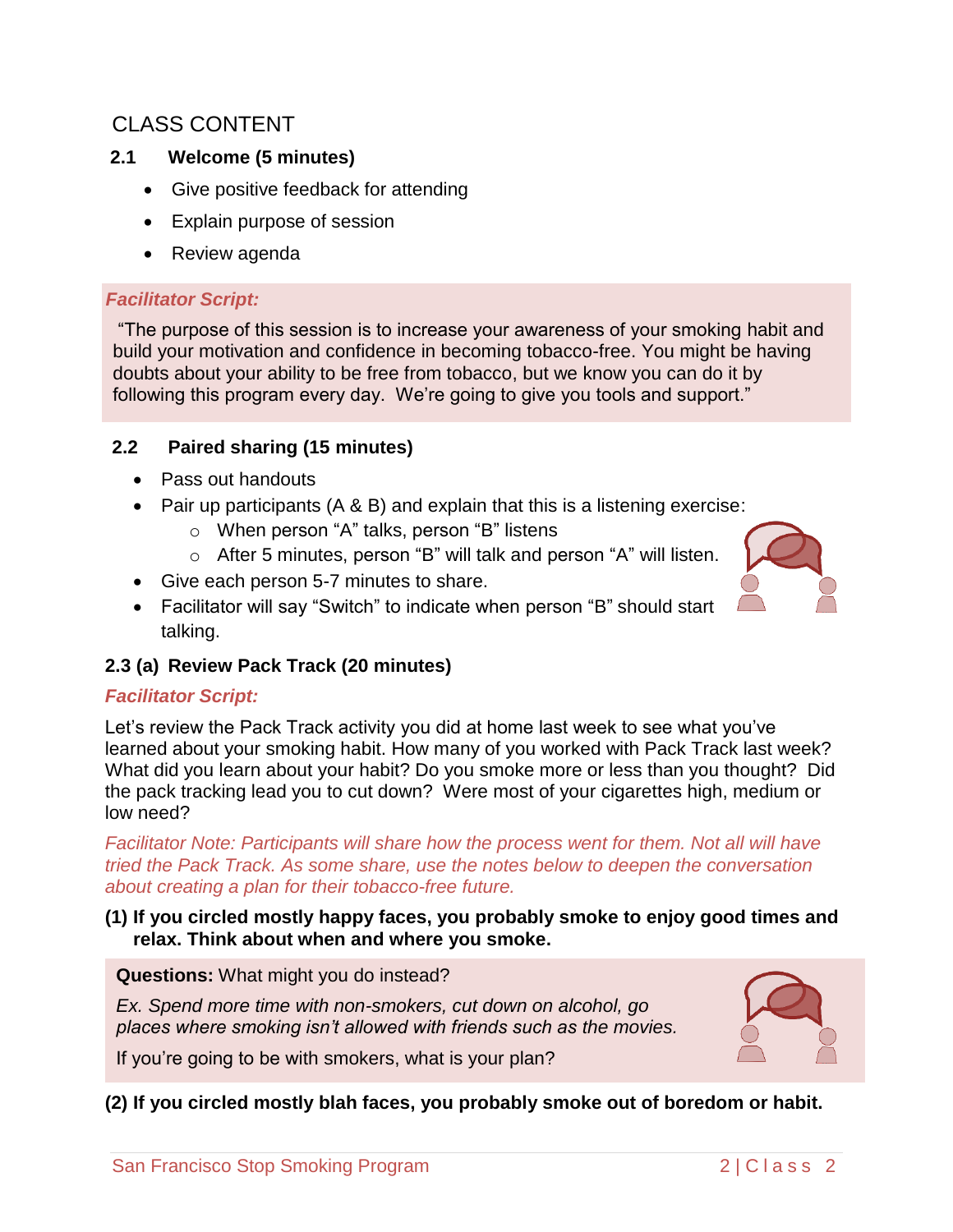# CLASS CONTENT

## 2.1 Welcome (5 minutes)

- Give positive feedback for attending
- Explain purpose of session
- Review agenda

***Facilitator Script:***

"The purpose of this session is to increase your awareness of your smoking habit and build your motivation and confidence in becoming tobacco-free. You might be having doubts about your ability to be free from tobacco, but we know you can do it by following this program every day. We're going to give you tools and support."

## 2.2 Paired sharing (15 minutes)

- Pass out handouts
- Pair up participants (A & B) and explain that this is a listening exercise:
  - When person "A" talks, person "B" listens
  - After 5 minutes, person "B" will talk and person "A" will listen.
- Give each person 5-7 minutes to share.
- Facilitator will say "Switch" to indicate when person "B" should start talking.

## 2.3 (a) Review Pack Track (20 minutes)

***Facilitator Script:***

Let's review the Pack Track activity you did at home last week to see what you've learned about your smoking habit. How many of you worked with Pack Track last week? What did you learn about your habit? Do you smoke more or less than you thought? Did the pack tracking lead you to cut down? Were most of your cigarettes high, medium or low need?

*Facilitator Note: Participants will share how the process went for them. Not all will have tried the Pack Track. As some share, use the notes below to deepen the conversation about creating a plan for their tobacco-free future.*

**(1) If you circled mostly happy faces, you probably smoke to enjoy good times and relax. Think about when and where you smoke.**

**Questions:** What might you do instead?

*Ex. Spend more time with non-smokers, cut down on alcohol, go places where smoking isn't allowed with friends such as the movies.*

If you're going to be with smokers, what is your plan?

**(2) If you circled mostly blah faces, you probably smoke out of boredom or habit.**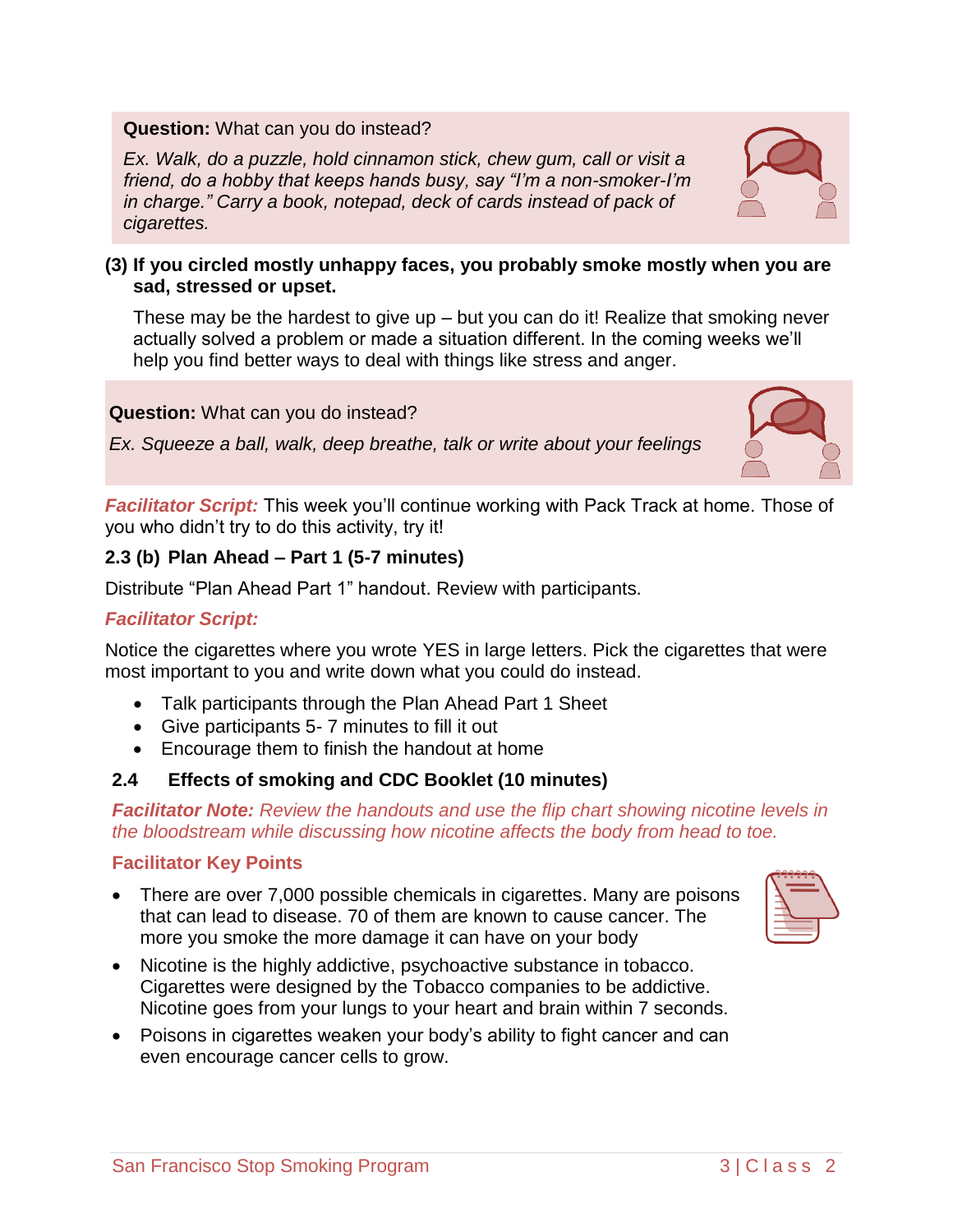**Question:** What can you do instead?

*Ex. Walk, do a puzzle, hold cinnamon stick, chew gum, call or visit a friend, do a hobby that keeps hands busy, say "I'm a non-smoker-I'm in charge." Carry a book, notepad, deck of cards instead of pack of cigarettes.*

**(3) If you circled mostly unhappy faces, you probably smoke mostly when you are sad, stressed or upset.**

These may be the hardest to give up – but you can do it! Realize that smoking never actually solved a problem or made a situation different. In the coming weeks we'll help you find better ways to deal with things like stress and anger.

**Question:** What can you do instead?

*Ex. Squeeze a ball, walk, deep breathe, talk or write about your feelings*

***Facilitator Script:*** This week you'll continue working with Pack Track at home. Those of you who didn't try to do this activity, try it!

### 2.3 (b) Plan Ahead – Part 1 (5-7 minutes)

Distribute "Plan Ahead Part 1" handout. Review with participants.

***Facilitator Script:***

Notice the cigarettes where you wrote YES in large letters. Pick the cigarettes that were most important to you and write down what you could do instead.

- Talk participants through the Plan Ahead Part 1 Sheet
- Give participants 5- 7 minutes to fill it out
- Encourage them to finish the handout at home

### 2.4 Effects of smoking and CDC Booklet (10 minutes)

***Facilitator Note:*** *Review the handouts and use the flip chart showing nicotine levels in the bloodstream while discussing how nicotine affects the body from head to toe.*

**Facilitator Key Points**

- There are over 7,000 possible chemicals in cigarettes. Many are poisons that can lead to disease. 70 of them are known to cause cancer. The more you smoke the more damage it can have on your body
- Nicotine is the highly addictive, psychoactive substance in tobacco. Cigarettes were designed by the Tobacco companies to be addictive. Nicotine goes from your lungs to your heart and brain within 7 seconds.
- Poisons in cigarettes weaken your body's ability to fight cancer and can even encourage cancer cells to grow.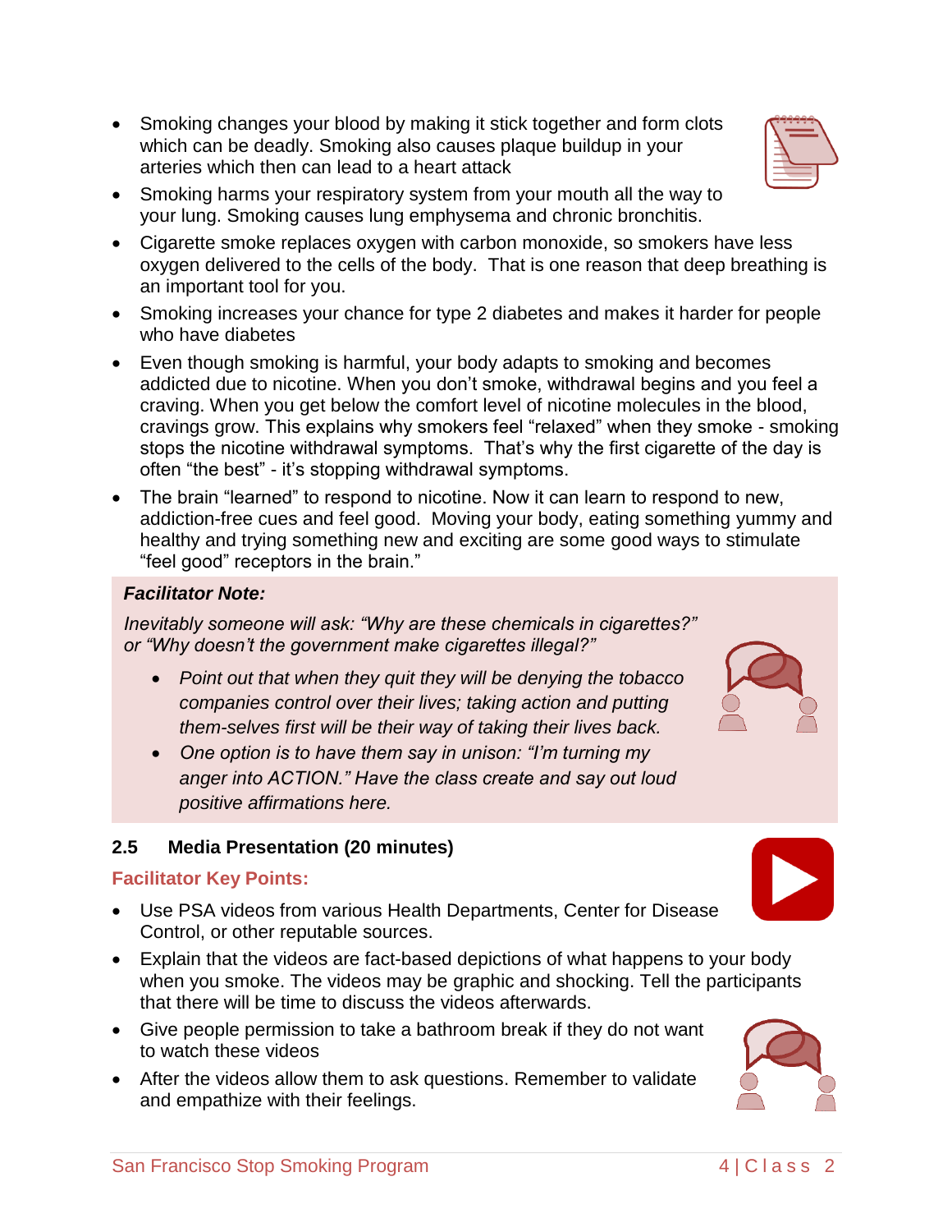- Smoking changes your blood by making it stick together and form clots which can be deadly. Smoking also causes plaque buildup in your arteries which then can lead to a heart attack
- Smoking harms your respiratory system from your mouth all the way to your lung. Smoking causes lung emphysema and chronic bronchitis.
- Cigarette smoke replaces oxygen with carbon monoxide, so smokers have less oxygen delivered to the cells of the body. That is one reason that deep breathing is an important tool for you.
- Smoking increases your chance for type 2 diabetes and makes it harder for people who have diabetes
- Even though smoking is harmful, your body adapts to smoking and becomes addicted due to nicotine. When you don't smoke, withdrawal begins and you feel a craving. When you get below the comfort level of nicotine molecules in the blood, cravings grow. This explains why smokers feel "relaxed" when they smoke - smoking stops the nicotine withdrawal symptoms. That's why the first cigarette of the day is often "the best" - it's stopping withdrawal symptoms.
- The brain "learned" to respond to nicotine. Now it can learn to respond to new, addiction-free cues and feel good. Moving your body, eating something yummy and healthy and trying something new and exciting are some good ways to stimulate "feel good" receptors in the brain."

> ***Facilitator Note:***
>
> *Inevitably someone will ask: "Why are these chemicals in cigarettes?" or "Why doesn't the government make cigarettes illegal?"*
>
> - *Point out that when they quit they will be denying the tobacco companies control over their lives; taking action and putting them-selves first will be their way of taking their lives back.*
> - *One option is to have them say in unison: "I'm turning my anger into ACTION." Have the class create and say out loud positive affirmations here.*

### 2.5 Media Presentation (20 minutes)

**Facilitator Key Points:**

- Use PSA videos from various Health Departments, Center for Disease Control, or other reputable sources.
- Explain that the videos are fact-based depictions of what happens to your body when you smoke. The videos may be graphic and shocking. Tell the participants that there will be time to discuss the videos afterwards.
- Give people permission to take a bathroom break if they do not want to watch these videos
- After the videos allow them to ask questions. Remember to validate and empathize with their feelings.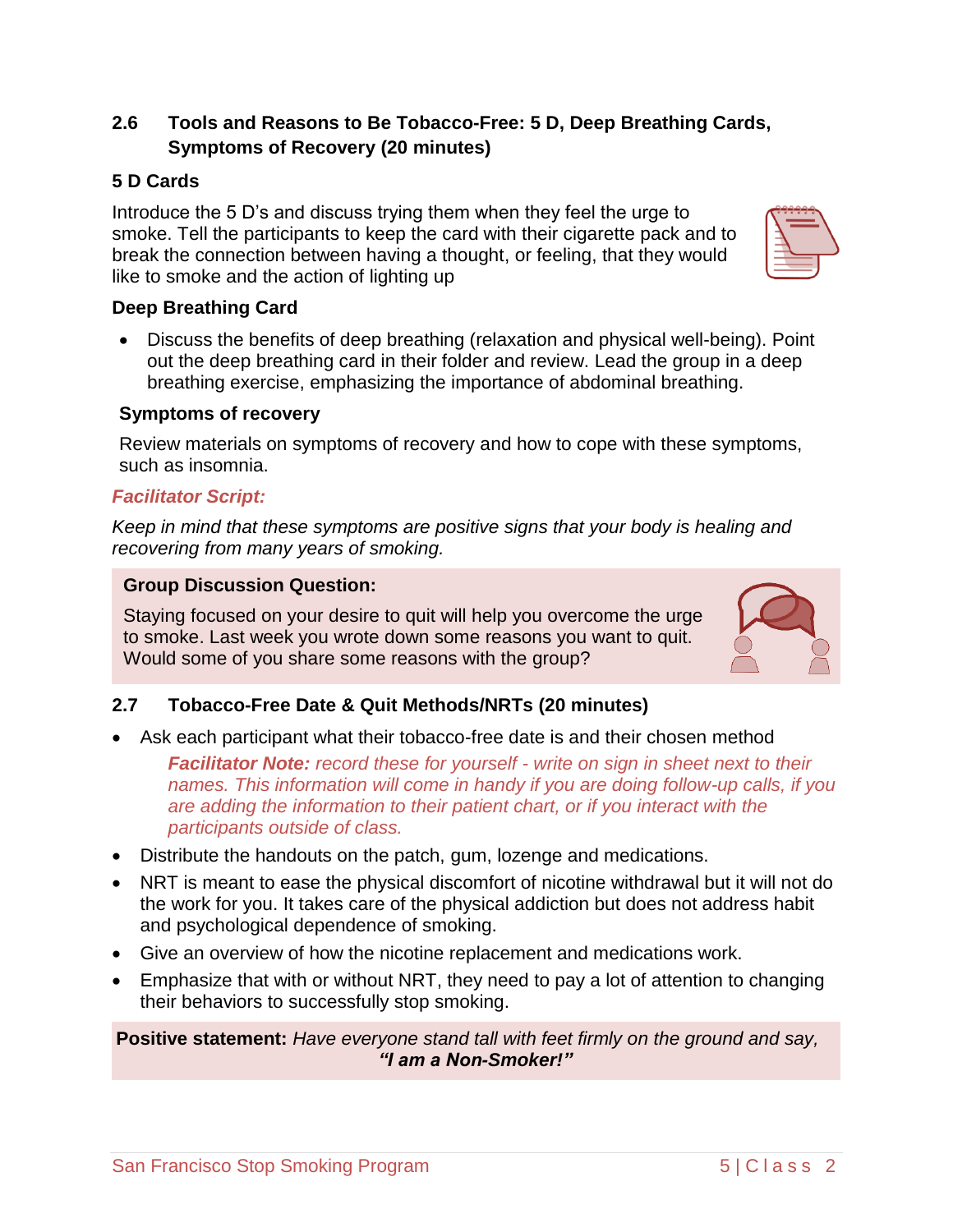## 2.6 Tools and Reasons to Be Tobacco-Free: 5 D, Deep Breathing Cards, Symptoms of Recovery (20 minutes)

### 5 D Cards

Introduce the 5 D's and discuss trying them when they feel the urge to smoke. Tell the participants to keep the card with their cigarette pack and to break the connection between having a thought, or feeling, that they would like to smoke and the action of lighting up

### Deep Breathing Card

- Discuss the benefits of deep breathing (relaxation and physical well-being). Point out the deep breathing card in their folder and review. Lead the group in a deep breathing exercise, emphasizing the importance of abdominal breathing.

### Symptoms of recovery

Review materials on symptoms of recovery and how to cope with these symptoms, such as insomnia.

***Facilitator Script:***

*Keep in mind that these symptoms are positive signs that your body is healing and recovering from many years of smoking.*

**Group Discussion Question:**

Staying focused on your desire to quit will help you overcome the urge to smoke. Last week you wrote down some reasons you want to quit. Would some of you share some reasons with the group?

## 2.7 Tobacco-Free Date & Quit Methods/NRTs (20 minutes)

- Ask each participant what their tobacco-free date is and their chosen method

  ***Facilitator Note:*** *record these for yourself - write on sign in sheet next to their names. This information will come in handy if you are doing follow-up calls, if you are adding the information to their patient chart, or if you interact with the participants outside of class.*

- Distribute the handouts on the patch, gum, lozenge and medications.
- NRT is meant to ease the physical discomfort of nicotine withdrawal but it will not do the work for you. It takes care of the physical addiction but does not address habit and psychological dependence of smoking.
- Give an overview of how the nicotine replacement and medications work.
- Emphasize that with or without NRT, they need to pay a lot of attention to changing their behaviors to successfully stop smoking.

**Positive statement:** *Have everyone stand tall with feet firmly on the ground and say,* ***"I am a Non-Smoker!"***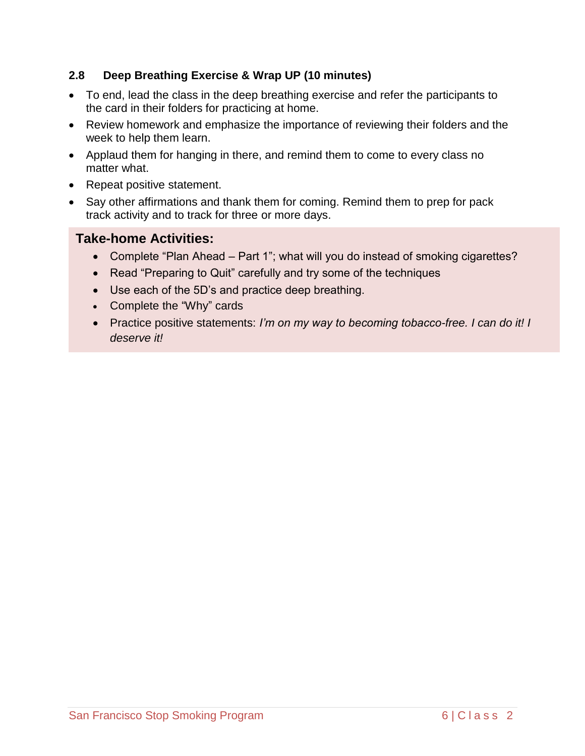### 2.8 Deep Breathing Exercise & Wrap UP (10 minutes)

- To end, lead the class in the deep breathing exercise and refer the participants to the card in their folders for practicing at home.
- Review homework and emphasize the importance of reviewing their folders and the week to help them learn.
- Applaud them for hanging in there, and remind them to come to every class no matter what.
- Repeat positive statement.
- Say other affirmations and thank them for coming. Remind them to prep for pack track activity and to track for three or more days.

## Take-home Activities:

- Complete “Plan Ahead – Part 1”; what will you do instead of smoking cigarettes?
- Read “Preparing to Quit” carefully and try some of the techniques
- Use each of the 5D’s and practice deep breathing.
- Complete the “Why” cards
- Practice positive statements: *I’m on my way to becoming tobacco-free. I can do it! I deserve it!*